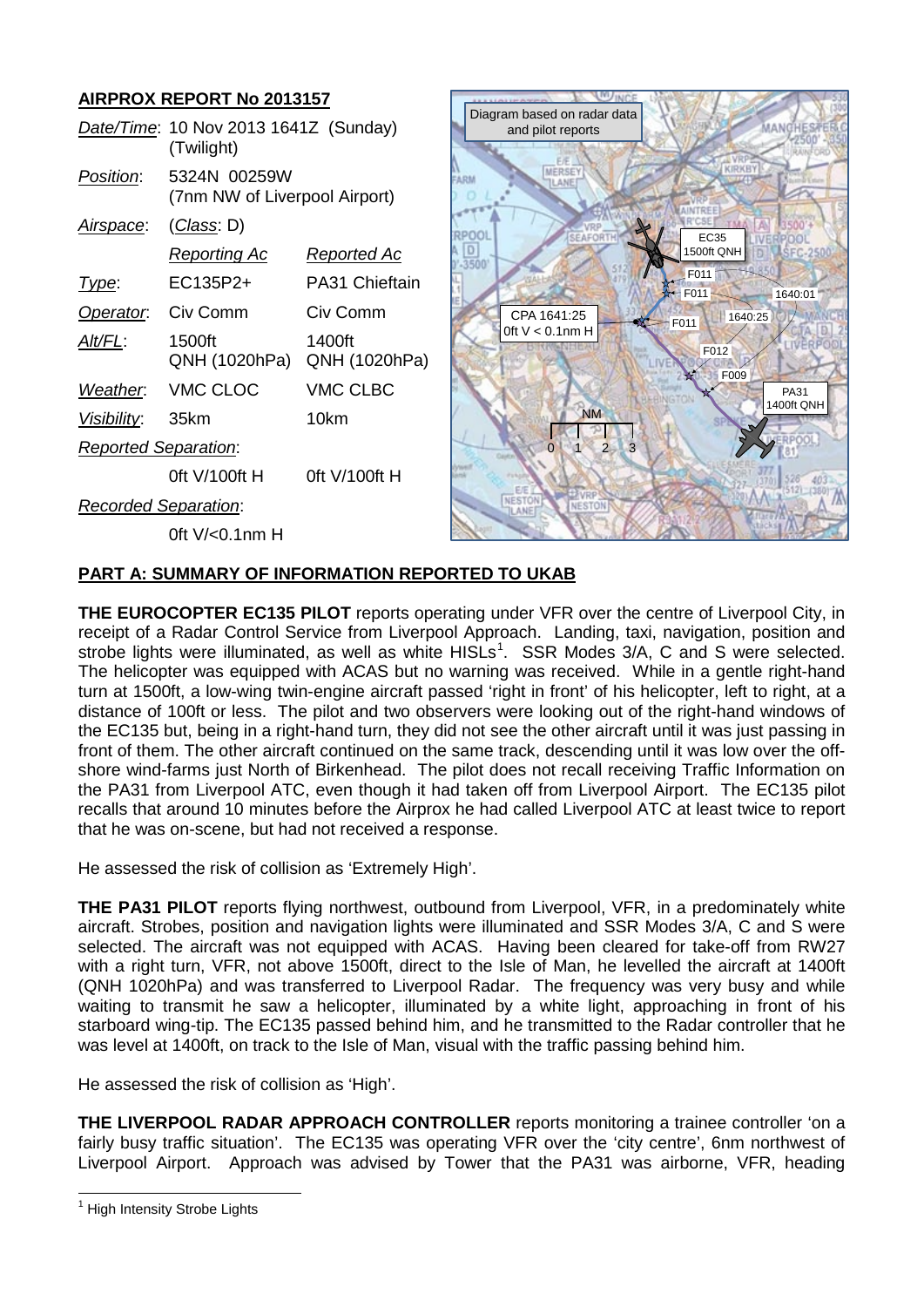## AIRPROX REPORT No 2013157

| | | |
|---|---|---|
| *Date/Time*: | 10 Nov 2013 1641Z (Sunday) (Twilight) | |
| *Position*: | 5324N 00259W (7nm NW of Liverpool Airport) | |
| *Airspace*: | (*Class*: D) | |
| | *Reporting Ac* | *Reported Ac* |
| *Type*: | EC135P2+ | PA31 Chieftain |
| *Operator*: | Civ Comm | Civ Comm |
| *Alt/FL*: | 1500ft QNH (1020hPa) | 1400ft QNH (1020hPa) |
| *Weather*: | VMC CLOC | VMC CLBC |
| *Visibility*: | 35km | 10km |
| *Reported Separation*: | | |
| | 0ft V/100ft H | 0ft V/100ft H |
| *Recorded Separation*: | | |
| | 0ft V/<0.1nm H | |

Diagram based on radar data and pilot reports

CPA 1641:25 0ft V < 0.1nm H

EC35 1500ft QNH

PA31 1400ft QNH

F011, F011, F011, F012, F009, 1640:01, 1640:25

NM 0 1 2 3

## PART A: SUMMARY OF INFORMATION REPORTED TO UKAB

**THE EUROCOPTER EC135 PILOT** reports operating under VFR over the centre of Liverpool City, in receipt of a Radar Control Service from Liverpool Approach. Landing, taxi, navigation, position and strobe lights were illuminated, as well as white HISLs[1]. SSR Modes 3/A, C and S were selected. The helicopter was equipped with ACAS but no warning was received. While in a gentle right-hand turn at 1500ft, a low-wing twin-engine aircraft passed 'right in front' of his helicopter, left to right, at a distance of 100ft or less. The pilot and two observers were looking out of the right-hand windows of the EC135 but, being in a right-hand turn, they did not see the other aircraft until it was just passing in front of them. The other aircraft continued on the same track, descending until it was low over the off-shore wind-farms just North of Birkenhead. The pilot does not recall receiving Traffic Information on the PA31 from Liverpool ATC, even though it had taken off from Liverpool Airport. The EC135 pilot recalls that around 10 minutes before the Airprox he had called Liverpool ATC at least twice to report that he was on-scene, but had not received a response.

He assessed the risk of collision as 'Extremely High'.

**THE PA31 PILOT** reports flying northwest, outbound from Liverpool, VFR, in a predominately white aircraft. Strobes, position and navigation lights were illuminated and SSR Modes 3/A, C and S were selected. The aircraft was not equipped with ACAS. Having been cleared for take-off from RW27 with a right turn, VFR, not above 1500ft, direct to the Isle of Man, he levelled the aircraft at 1400ft (QNH 1020hPa) and was transferred to Liverpool Radar. The frequency was very busy and while waiting to transmit he saw a helicopter, illuminated by a white light, approaching in front of his starboard wing-tip. The EC135 passed behind him, and he transmitted to the Radar controller that he was level at 1400ft, on track to the Isle of Man, visual with the traffic passing behind him.

He assessed the risk of collision as 'High'.

**THE LIVERPOOL RADAR APPROACH CONTROLLER** reports monitoring a trainee controller 'on a fairly busy traffic situation'. The EC135 was operating VFR over the 'city centre', 6nm northwest of Liverpool Airport. Approach was advised by Tower that the PA31 was airborne, VFR, heading

[1] High Intensity Strobe Lights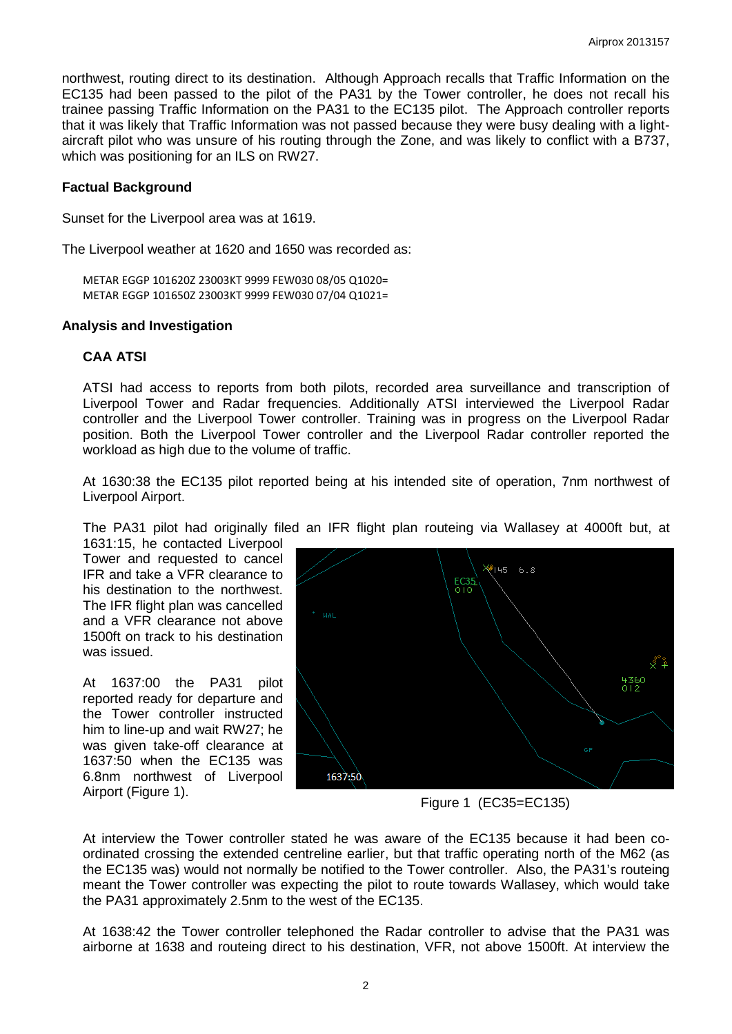northwest, routing direct to its destination. Although Approach recalls that Traffic Information on the EC135 had been passed to the pilot of the PA31 by the Tower controller, he does not recall his trainee passing Traffic Information on the PA31 to the EC135 pilot. The Approach controller reports that it was likely that Traffic Information was not passed because they were busy dealing with a light-aircraft pilot who was unsure of his routing through the Zone, and was likely to conflict with a B737, which was positioning for an ILS on RW27.

**Factual Background**

Sunset for the Liverpool area was at 1619.

The Liverpool weather at 1620 and 1650 was recorded as:

```
METAR EGGP 101620Z 23003KT 9999 FEW030 08/05 Q1020=
METAR EGGP 101650Z 23003KT 9999 FEW030 07/04 Q1021=
```

**Analysis and Investigation**

**CAA ATSI**

ATSI had access to reports from both pilots, recorded area surveillance and transcription of Liverpool Tower and Radar frequencies. Additionally ATSI interviewed the Liverpool Radar controller and the Liverpool Tower controller. Training was in progress on the Liverpool Radar position. Both the Liverpool Tower controller and the Liverpool Radar controller reported the workload as high due to the volume of traffic.

At 1630:38 the EC135 pilot reported being at his intended site of operation, 7nm northwest of Liverpool Airport.

The PA31 pilot had originally filed an IFR flight plan routeing via Wallasey at 4000ft but, at 1631:15, he contacted Liverpool Tower and requested to cancel IFR and take a VFR clearance to his destination to the northwest. The IFR flight plan was cancelled and a VFR clearance not above 1500ft on track to his destination was issued.

At 1637:00 the PA31 pilot reported ready for departure and the Tower controller instructed him to line-up and wait RW27; he was given take-off clearance at 1637:50 when the EC135 was 6.8nm northwest of Liverpool Airport (Figure 1).

Figure 1 (EC35=EC135)

At interview the Tower controller stated he was aware of the EC135 because it had been co-ordinated crossing the extended centreline earlier, but that traffic operating north of the M62 (as the EC135 was) would not normally be notified to the Tower controller. Also, the PA31's routeing meant the Tower controller was expecting the pilot to route towards Wallasey, which would take the PA31 approximately 2.5nm to the west of the EC135.

At 1638:42 the Tower controller telephoned the Radar controller to advise that the PA31 was airborne at 1638 and routeing direct to his destination, VFR, not above 1500ft. At interview the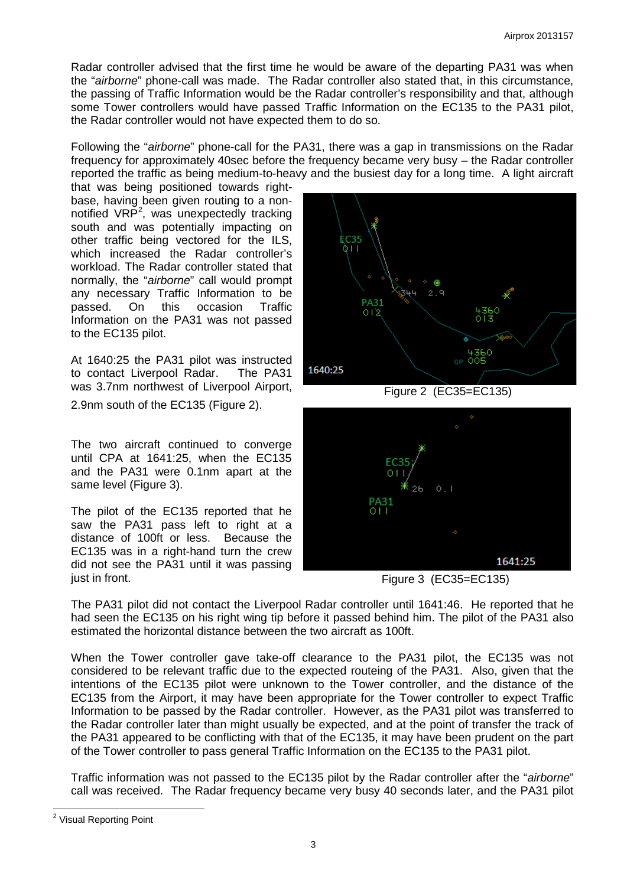Radar controller advised that the first time he would be aware of the departing PA31 was when the "*airborne*" phone-call was made. The Radar controller also stated that, in this circumstance, the passing of Traffic Information would be the Radar controller's responsibility and that, although some Tower controllers would have passed Traffic Information on the EC135 to the PA31 pilot, the Radar controller would not have expected them to do so.

Following the "*airborne*" phone-call for the PA31, there was a gap in transmissions on the Radar frequency for approximately 40sec before the frequency became very busy – the Radar controller reported the traffic as being medium-to-heavy and the busiest day for a long time. A light aircraft that was being positioned towards right-base, having been given routing to a non-notified VRP[2], was unexpectedly tracking south and was potentially impacting on other traffic being vectored for the ILS, which increased the Radar controller's workload. The Radar controller stated that normally, the "*airborne*" call would prompt any necessary Traffic Information to be passed. On this occasion Traffic Information on the PA31 was not passed to the EC135 pilot.

At 1640:25 the PA31 pilot was instructed to contact Liverpool Radar. The PA31 was 3.7nm northwest of Liverpool Airport, 2.9nm south of the EC135 (Figure 2).

Figure 2 (EC35=EC135)

The two aircraft continued to converge until CPA at 1641:25, when the EC135 and the PA31 were 0.1nm apart at the same level (Figure 3).

Figure 3 (EC35=EC135)

The pilot of the EC135 reported that he saw the PA31 pass left to right at a distance of 100ft or less. Because the EC135 was in a right-hand turn the crew did not see the PA31 until it was passing just in front.

The PA31 pilot did not contact the Liverpool Radar controller until 1641:46. He reported that he had seen the EC135 on his right wing tip before it passed behind him. The pilot of the PA31 also estimated the horizontal distance between the two aircraft as 100ft.

When the Tower controller gave take-off clearance to the PA31 pilot, the EC135 was not considered to be relevant traffic due to the expected routeing of the PA31. Also, given that the intentions of the EC135 pilot were unknown to the Tower controller, and the distance of the EC135 from the Airport, it may have been appropriate for the Tower controller to expect Traffic Information to be passed by the Radar controller. However, as the PA31 pilot was transferred to the Radar controller later than might usually be expected, and at the point of transfer the track of the PA31 appeared to be conflicting with that of the EC135, it may have been prudent on the part of the Tower controller to pass general Traffic Information on the EC135 to the PA31 pilot.

Traffic information was not passed to the EC135 pilot by the Radar controller after the "*airborne*" call was received. The Radar frequency became very busy 40 seconds later, and the PA31 pilot

[2] Visual Reporting Point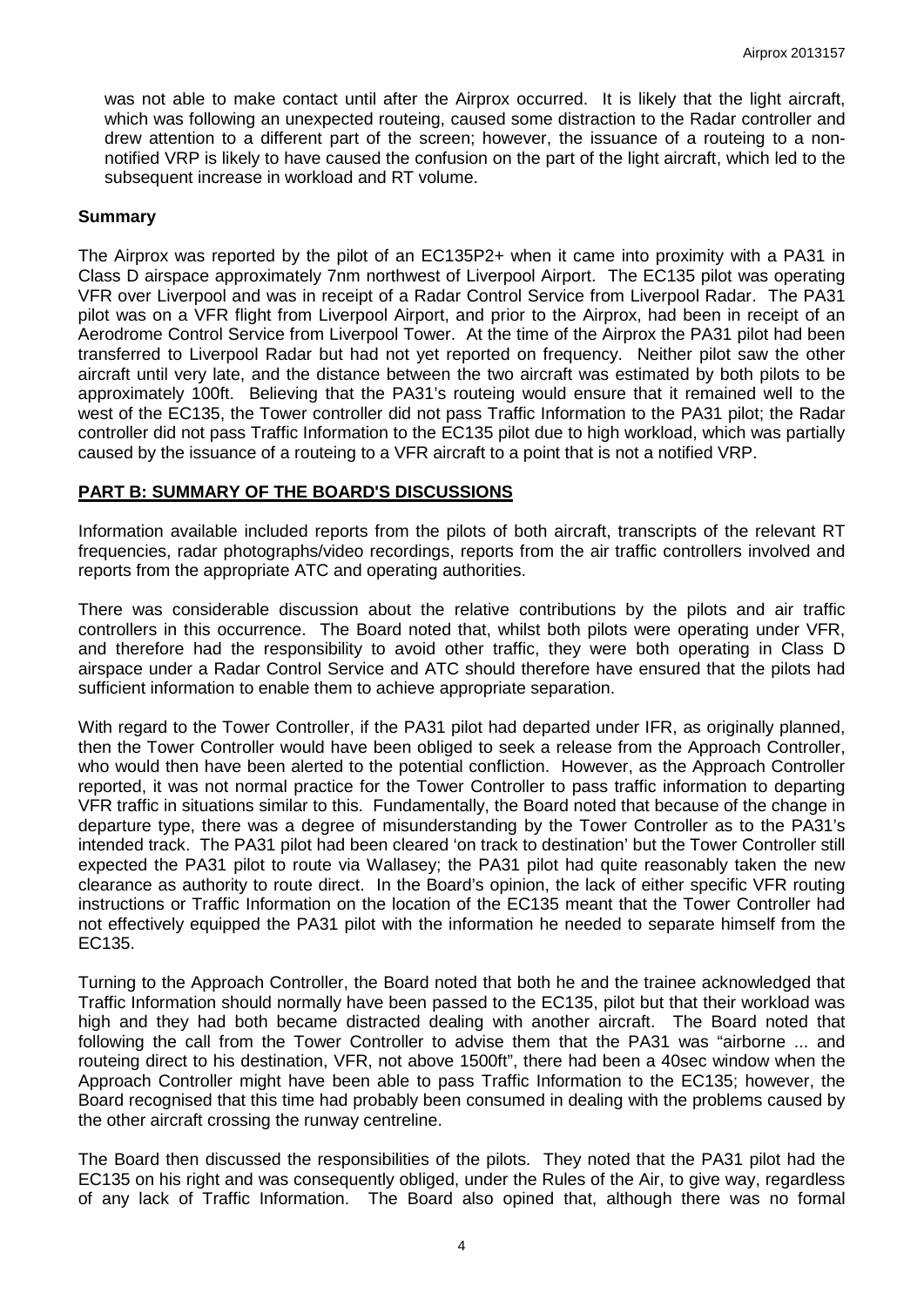was not able to make contact until after the Airprox occurred. It is likely that the light aircraft, which was following an unexpected routeing, caused some distraction to the Radar controller and drew attention to a different part of the screen; however, the issuance of a routeing to a non-notified VRP is likely to have caused the confusion on the part of the light aircraft, which led to the subsequent increase in workload and RT volume.

## Summary

The Airprox was reported by the pilot of an EC135P2+ when it came into proximity with a PA31 in Class D airspace approximately 7nm northwest of Liverpool Airport. The EC135 pilot was operating VFR over Liverpool and was in receipt of a Radar Control Service from Liverpool Radar. The PA31 pilot was on a VFR flight from Liverpool Airport, and prior to the Airprox, had been in receipt of an Aerodrome Control Service from Liverpool Tower. At the time of the Airprox the PA31 pilot had been transferred to Liverpool Radar but had not yet reported on frequency. Neither pilot saw the other aircraft until very late, and the distance between the two aircraft was estimated by both pilots to be approximately 100ft. Believing that the PA31's routeing would ensure that it remained well to the west of the EC135, the Tower controller did not pass Traffic Information to the PA31 pilot; the Radar controller did not pass Traffic Information to the EC135 pilot due to high workload, which was partially caused by the issuance of a routeing to a VFR aircraft to a point that is not a notified VRP.

## PART B: SUMMARY OF THE BOARD'S DISCUSSIONS

Information available included reports from the pilots of both aircraft, transcripts of the relevant RT frequencies, radar photographs/video recordings, reports from the air traffic controllers involved and reports from the appropriate ATC and operating authorities.

There was considerable discussion about the relative contributions by the pilots and air traffic controllers in this occurrence. The Board noted that, whilst both pilots were operating under VFR, and therefore had the responsibility to avoid other traffic, they were both operating in Class D airspace under a Radar Control Service and ATC should therefore have ensured that the pilots had sufficient information to enable them to achieve appropriate separation.

With regard to the Tower Controller, if the PA31 pilot had departed under IFR, as originally planned, then the Tower Controller would have been obliged to seek a release from the Approach Controller, who would then have been alerted to the potential confliction. However, as the Approach Controller reported, it was not normal practice for the Tower Controller to pass traffic information to departing VFR traffic in situations similar to this. Fundamentally, the Board noted that because of the change in departure type, there was a degree of misunderstanding by the Tower Controller as to the PA31's intended track. The PA31 pilot had been cleared 'on track to destination' but the Tower Controller still expected the PA31 pilot to route via Wallasey; the PA31 pilot had quite reasonably taken the new clearance as authority to route direct. In the Board's opinion, the lack of either specific VFR routing instructions or Traffic Information on the location of the EC135 meant that the Tower Controller had not effectively equipped the PA31 pilot with the information he needed to separate himself from the EC135.

Turning to the Approach Controller, the Board noted that both he and the trainee acknowledged that Traffic Information should normally have been passed to the EC135, pilot but that their workload was high and they had both became distracted dealing with another aircraft. The Board noted that following the call from the Tower Controller to advise them that the PA31 was "airborne ... and routeing direct to his destination, VFR, not above 1500ft", there had been a 40sec window when the Approach Controller might have been able to pass Traffic Information to the EC135; however, the Board recognised that this time had probably been consumed in dealing with the problems caused by the other aircraft crossing the runway centreline.

The Board then discussed the responsibilities of the pilots. They noted that the PA31 pilot had the EC135 on his right and was consequently obliged, under the Rules of the Air, to give way, regardless of any lack of Traffic Information. The Board also opined that, although there was no formal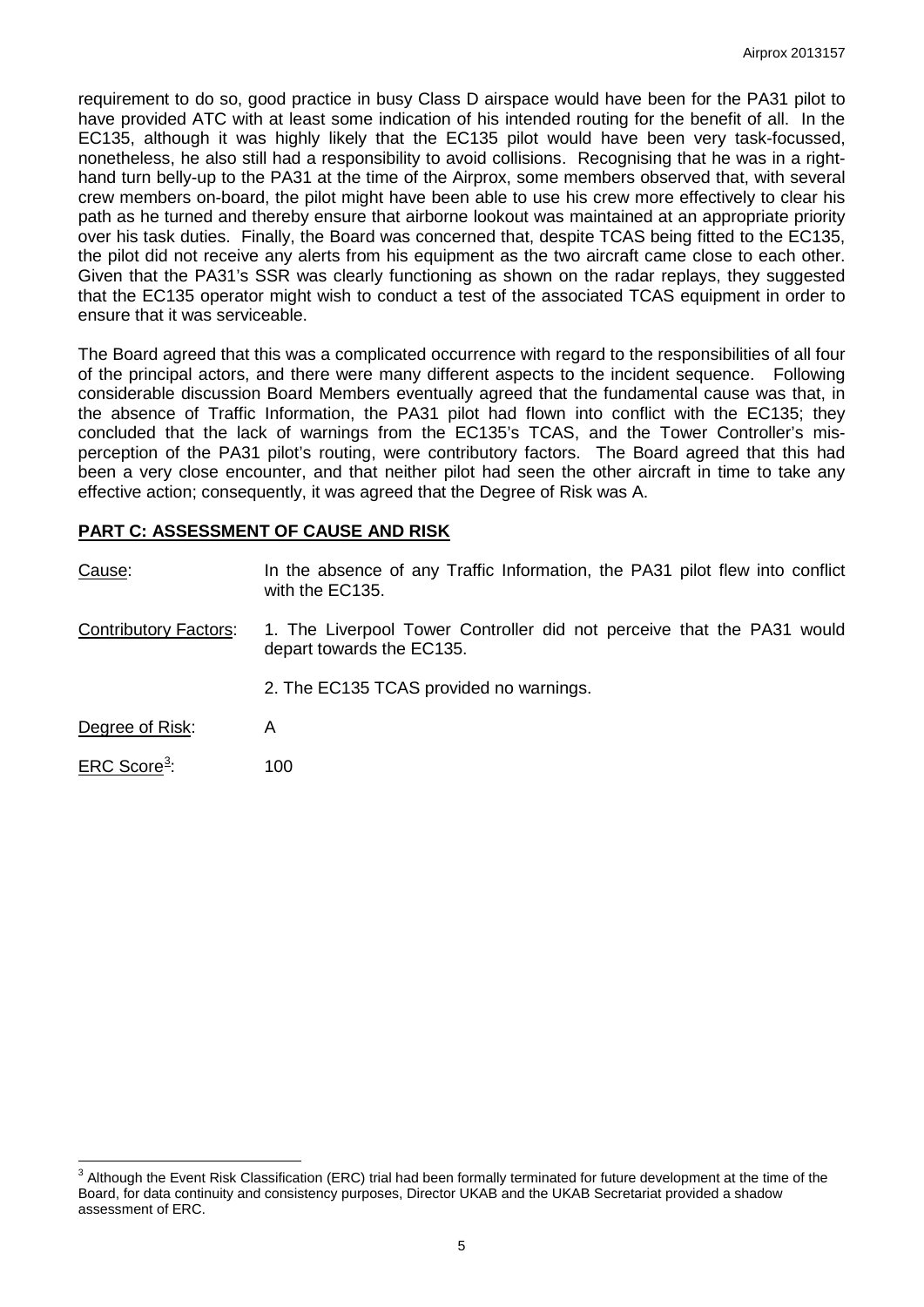requirement to do so, good practice in busy Class D airspace would have been for the PA31 pilot to have provided ATC with at least some indication of his intended routing for the benefit of all. In the EC135, although it was highly likely that the EC135 pilot would have been very task-focussed, nonetheless, he also still had a responsibility to avoid collisions. Recognising that he was in a right-hand turn belly-up to the PA31 at the time of the Airprox, some members observed that, with several crew members on-board, the pilot might have been able to use his crew more effectively to clear his path as he turned and thereby ensure that airborne lookout was maintained at an appropriate priority over his task duties. Finally, the Board was concerned that, despite TCAS being fitted to the EC135, the pilot did not receive any alerts from his equipment as the two aircraft came close to each other. Given that the PA31's SSR was clearly functioning as shown on the radar replays, they suggested that the EC135 operator might wish to conduct a test of the associated TCAS equipment in order to ensure that it was serviceable.

The Board agreed that this was a complicated occurrence with regard to the responsibilities of all four of the principal actors, and there were many different aspects to the incident sequence. Following considerable discussion Board Members eventually agreed that the fundamental cause was that, in the absence of Traffic Information, the PA31 pilot had flown into conflict with the EC135; they concluded that the lack of warnings from the EC135's TCAS, and the Tower Controller's mis-perception of the PA31 pilot's routing, were contributory factors. The Board agreed that this had been a very close encounter, and that neither pilot had seen the other aircraft in time to take any effective action; consequently, it was agreed that the Degree of Risk was A.

## PART C: ASSESSMENT OF CAUSE AND RISK

Cause: In the absence of any Traffic Information, the PA31 pilot flew into conflict with the EC135.

Contributory Factors:

1. The Liverpool Tower Controller did not perceive that the PA31 would depart towards the EC135.
2. The EC135 TCAS provided no warnings.

Degree of Risk: A

ERC Score[3]: 100

[3] Although the Event Risk Classification (ERC) trial had been formally terminated for future development at the time of the Board, for data continuity and consistency purposes, Director UKAB and the UKAB Secretariat provided a shadow assessment of ERC.